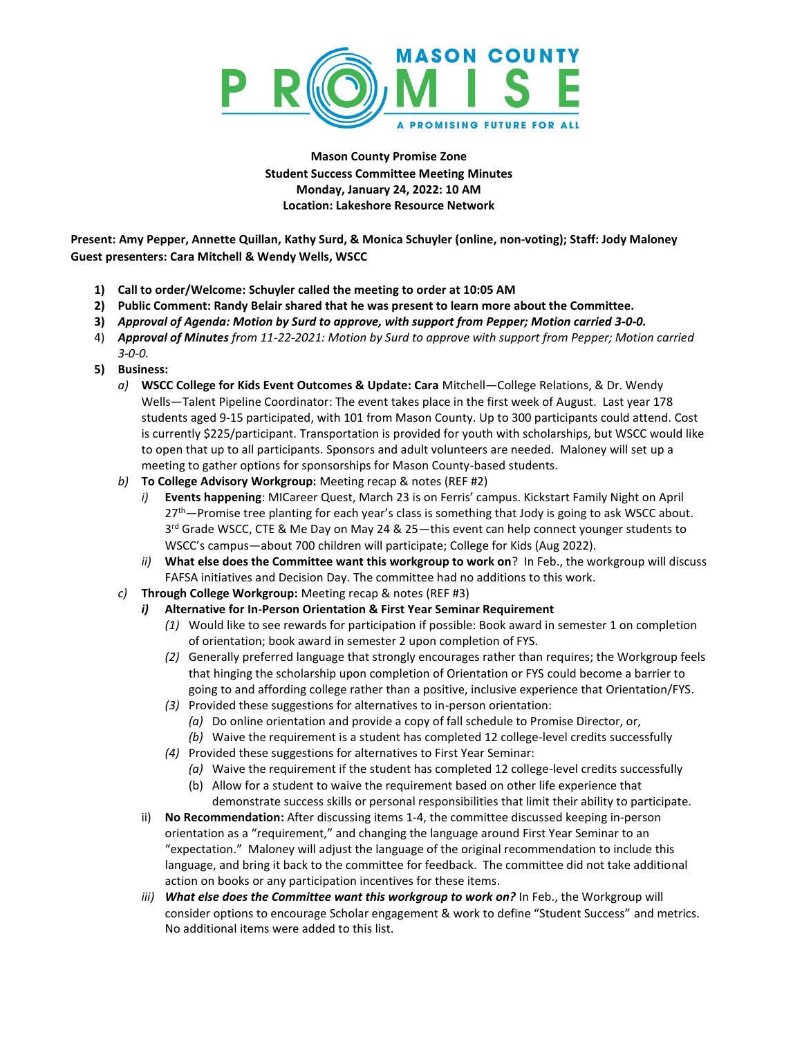MASON COUNTY PROMISE

A PROMISING FUTURE FOR ALL

**Mason County Promise Zone**
**Student Success Committee Meeting Minutes**
**Monday, January 24, 2022: 10 AM**
**Location: Lakeshore Resource Network**

**Present: Amy Pepper, Annette Quillan, Kathy Surd, & Monica Schuyler (online, non-voting); Staff: Jody Maloney**
**Guest presenters: Cara Mitchell & Wendy Wells, WSCC**

1) **Call to order/Welcome: Schuyler called the meeting to order at 10:05 AM**
2) **Public Comment: Randy Belair shared that he was present to learn more about the Committee.**
3) ***Approval of Agenda: Motion by Surd to approve, with support from Pepper; Motion carried 3-0-0.***
4) ***Approval of Minutes*** *from 11-22-2021: Motion by Surd to approve with support from Pepper; Motion carried 3-0-0.*
5) **Business:**
   a) **WSCC College for Kids Event Outcomes & Update: Cara** Mitchell—College Relations, & Dr. Wendy Wells—Talent Pipeline Coordinator: The event takes place in the first week of August. Last year 178 students aged 9-15 participated, with 101 from Mason County. Up to 300 participants could attend. Cost is currently $225/participant. Transportation is provided for youth with scholarships, but WSCC would like to open that up to all participants. Sponsors and adult volunteers are needed. Maloney will set up a meeting to gather options for sponsorships for Mason County-based students.
   b) **To College Advisory Workgroup:** Meeting recap & notes (REF #2)
      i) **Events happening**: MICareer Quest, March 23 is on Ferris' campus. Kickstart Family Night on April 27th—Promise tree planting for each year's class is something that Jody is going to ask WSCC about. 3rd Grade WSCC, CTE & Me Day on May 24 & 25—this event can help connect younger students to WSCC's campus—about 700 children will participate; College for Kids (Aug 2022).
      ii) **What else does the Committee want this workgroup to work on**? In Feb., the workgroup will discuss FAFSA initiatives and Decision Day. The committee had no additions to this work.
   c) **Through College Workgroup:** Meeting recap & notes (REF #3)
      ***i)*** **Alternative for In-Person Orientation & First Year Seminar Requirement**
         *(1)* Would like to see rewards for participation if possible: Book award in semester 1 on completion of orientation; book award in semester 2 upon completion of FYS.
         *(2)* Generally preferred language that strongly encourages rather than requires; the Workgroup feels that hinging the scholarship upon completion of Orientation or FYS could become a barrier to going to and affording college rather than a positive, inclusive experience that Orientation/FYS.
         *(3)* Provided these suggestions for alternatives to in-person orientation:
            *(a)* Do online orientation and provide a copy of fall schedule to Promise Director, or,
            *(b)* Waive the requirement is a student has completed 12 college-level credits successfully
         *(4)* Provided these suggestions for alternatives to First Year Seminar:
            *(a)* Waive the requirement if the student has completed 12 college-level credits successfully
            (b) Allow for a student to waive the requirement based on other life experience that demonstrate success skills or personal responsibilities that limit their ability to participate.
      ii) **No Recommendation:** After discussing items 1-4, the committee discussed keeping in-person orientation as a "requirement," and changing the language around First Year Seminar to an "expectation." Maloney will adjust the language of the original recommendation to include this language, and bring it back to the committee for feedback. The committee did not take additional action on books or any participation incentives for these items.
      iii) ***What else does the Committee want this workgroup to work on?*** In Feb., the Workgroup will consider options to encourage Scholar engagement & work to define "Student Success" and metrics. No additional items were added to this list.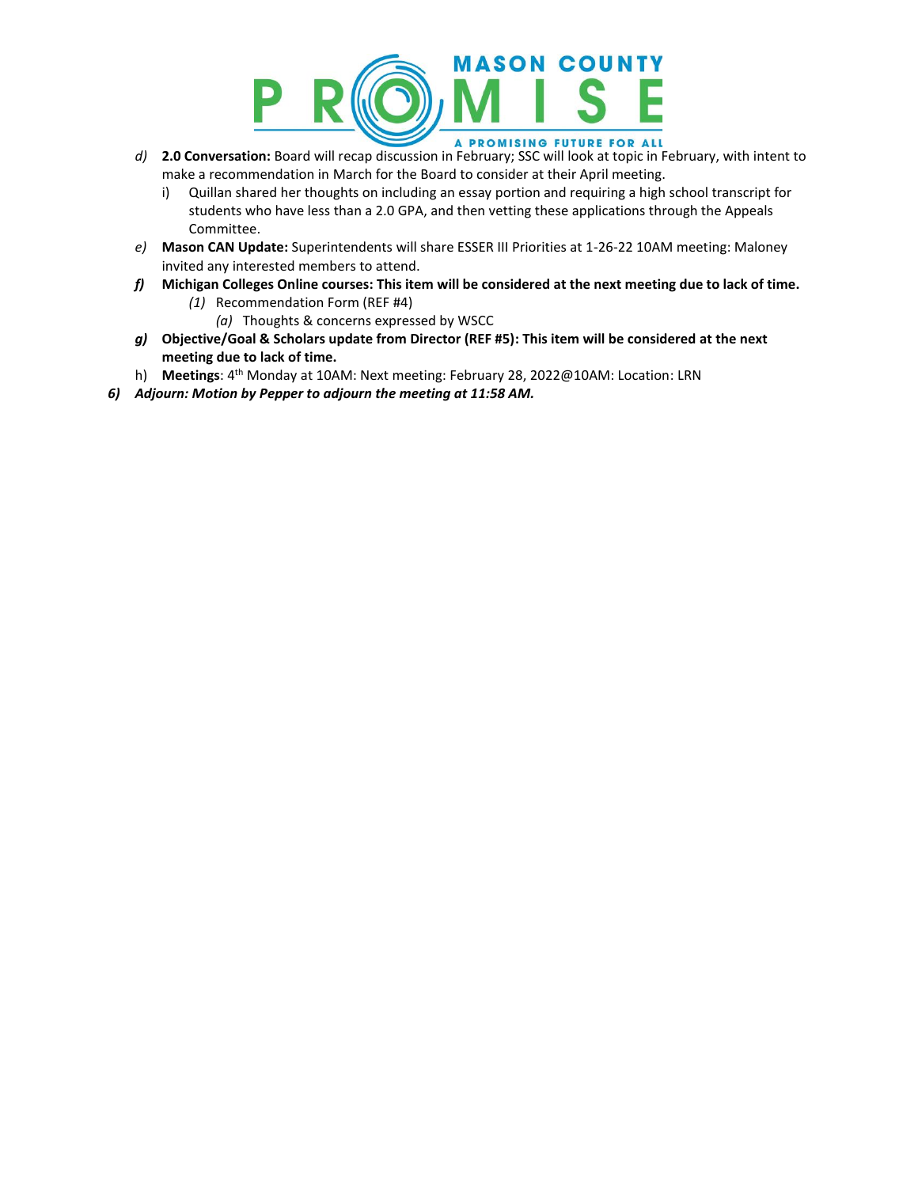*d)* **2.0 Conversation:** Board will recap discussion in February; SSC will look at topic in February, with intent to make a recommendation in March for the Board to consider at their April meeting.

   i) Quillan shared her thoughts on including an essay portion and requiring a high school transcript for students who have less than a 2.0 GPA, and then vetting these applications through the Appeals Committee.

*e)* **Mason CAN Update:** Superintendents will share ESSER III Priorities at 1-26-22 10AM meeting: Maloney invited any interested members to attend.

***f)* Michigan Colleges Online courses: This item will be considered at the next meeting due to lack of time.**

   *(1)* Recommendation Form (REF #4)

      *(a)* Thoughts & concerns expressed by WSCC

***g)* Objective/Goal & Scholars update from Director (REF #5): This item will be considered at the next meeting due to lack of time.**

h) **Meetings**: 4th Monday at 10AM: Next meeting: February 28, 2022@10AM: Location: LRN

***6) Adjourn: Motion by Pepper to adjourn the meeting at 11:58 AM.***